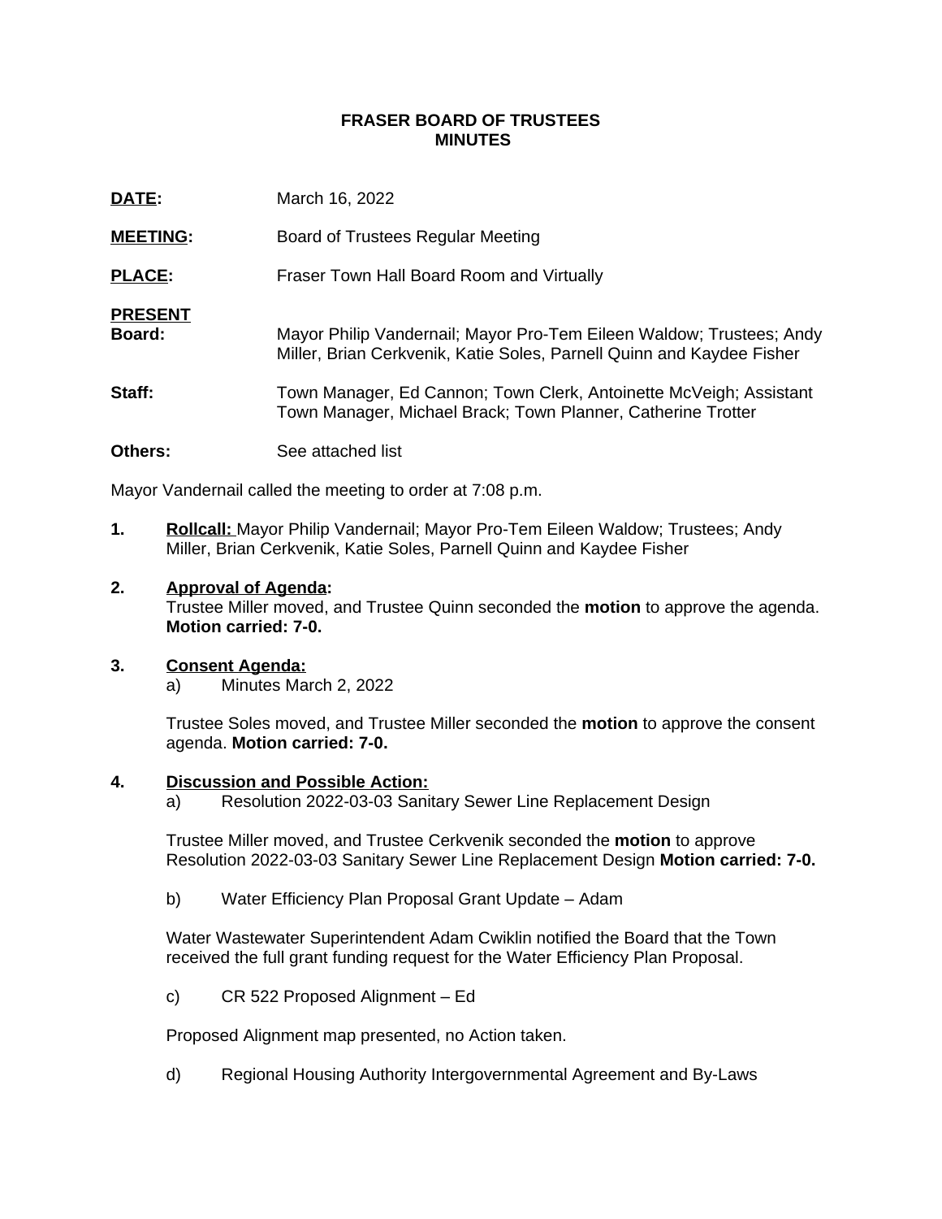**FRASER BOARD OF TRUSTEES**
**MINUTES**

**DATE:** March 16, 2022

**MEETING:** Board of Trustees Regular Meeting

**PLACE:** Fraser Town Hall Board Room and Virtually

**PRESENT**
**Board:** Mayor Philip Vandernail; Mayor Pro-Tem Eileen Waldow; Trustees; Andy Miller, Brian Cerkvenik, Katie Soles, Parnell Quinn and Kaydee Fisher

**Staff:** Town Manager, Ed Cannon; Town Clerk, Antoinette McVeigh; Assistant Town Manager, Michael Brack; Town Planner, Catherine Trotter

**Others:** See attached list

Mayor Vandernail called the meeting to order at 7:08 p.m.

**1. Rollcall:** Mayor Philip Vandernail; Mayor Pro-Tem Eileen Waldow; Trustees; Andy Miller, Brian Cerkvenik, Katie Soles, Parnell Quinn and Kaydee Fisher

**2. Approval of Agenda:**
Trustee Miller moved, and Trustee Quinn seconded the **motion** to approve the agenda. **Motion carried: 7-0.**

**3. Consent Agenda:**
a) Minutes March 2, 2022

Trustee Soles moved, and Trustee Miller seconded the **motion** to approve the consent agenda. **Motion carried: 7-0.**

**4. Discussion and Possible Action:**
a) Resolution 2022-03-03 Sanitary Sewer Line Replacement Design

Trustee Miller moved, and Trustee Cerkvenik seconded the **motion** to approve Resolution 2022-03-03 Sanitary Sewer Line Replacement Design **Motion carried: 7-0.**

b) Water Efficiency Plan Proposal Grant Update – Adam

Water Wastewater Superintendent Adam Cwiklin notified the Board that the Town received the full grant funding request for the Water Efficiency Plan Proposal.

c) CR 522 Proposed Alignment – Ed

Proposed Alignment map presented, no Action taken.

d) Regional Housing Authority Intergovernmental Agreement and By-Laws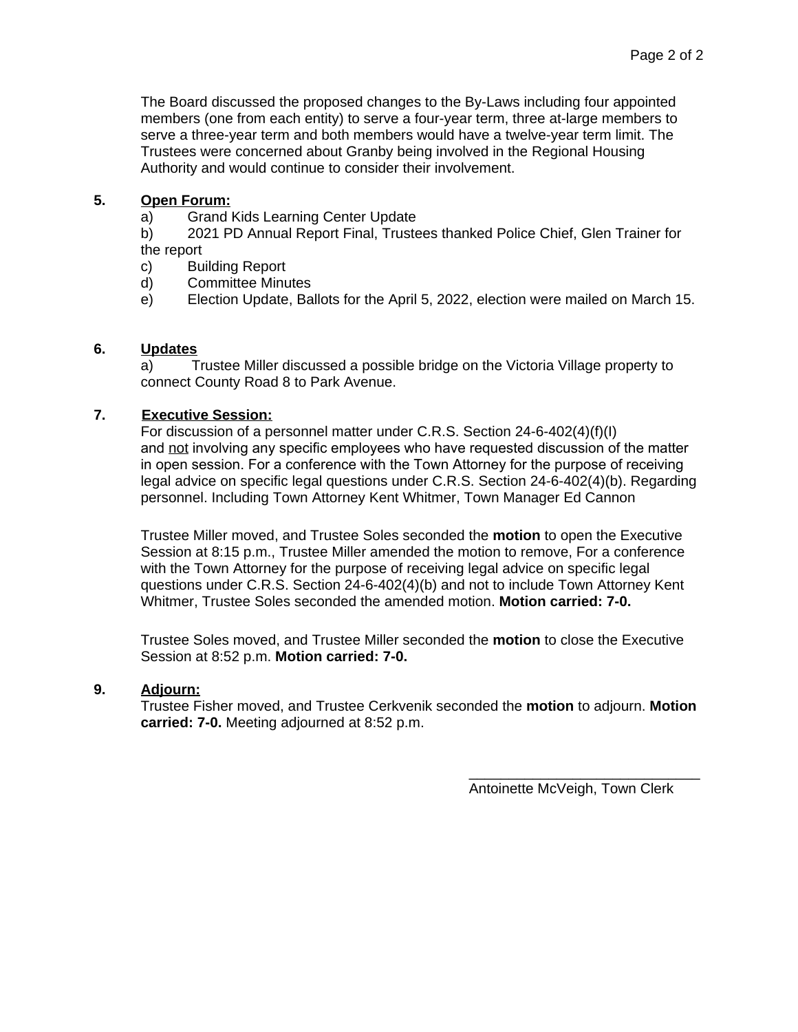The Board discussed the proposed changes to the By-Laws including four appointed members (one from each entity) to serve a four-year term, three at-large members to serve a three-year term and both members would have a twelve-year term limit. The Trustees were concerned about Granby being involved in the Regional Housing Authority and would continue to consider their involvement.

**5. Open Forum:**

a) Grand Kids Learning Center Update

b) 2021 PD Annual Report Final, Trustees thanked Police Chief, Glen Trainer for the report

c) Building Report

d) Committee Minutes

e) Election Update, Ballots for the April 5, 2022, election were mailed on March 15.

**6. Updates**

a) Trustee Miller discussed a possible bridge on the Victoria Village property to connect County Road 8 to Park Avenue.

**7. Executive Session:**

For discussion of a personnel matter under C.R.S. Section 24-6-402(4)(f)(I) and not involving any specific employees who have requested discussion of the matter in open session. For a conference with the Town Attorney for the purpose of receiving legal advice on specific legal questions under C.R.S. Section 24-6-402(4)(b). Regarding personnel. Including Town Attorney Kent Whitmer, Town Manager Ed Cannon

Trustee Miller moved, and Trustee Soles seconded the **motion** to open the Executive Session at 8:15 p.m., Trustee Miller amended the motion to remove, For a conference with the Town Attorney for the purpose of receiving legal advice on specific legal questions under C.R.S. Section 24-6-402(4)(b) and not to include Town Attorney Kent Whitmer, Trustee Soles seconded the amended motion. **Motion carried: 7-0.**

Trustee Soles moved, and Trustee Miller seconded the **motion** to close the Executive Session at 8:52 p.m. **Motion carried: 7-0.**

**9. Adjourn:**

Trustee Fisher moved, and Trustee Cerkvenik seconded the **motion** to adjourn. **Motion carried: 7-0.** Meeting adjourned at 8:52 p.m.

_____________________________

Antoinette McVeigh, Town Clerk